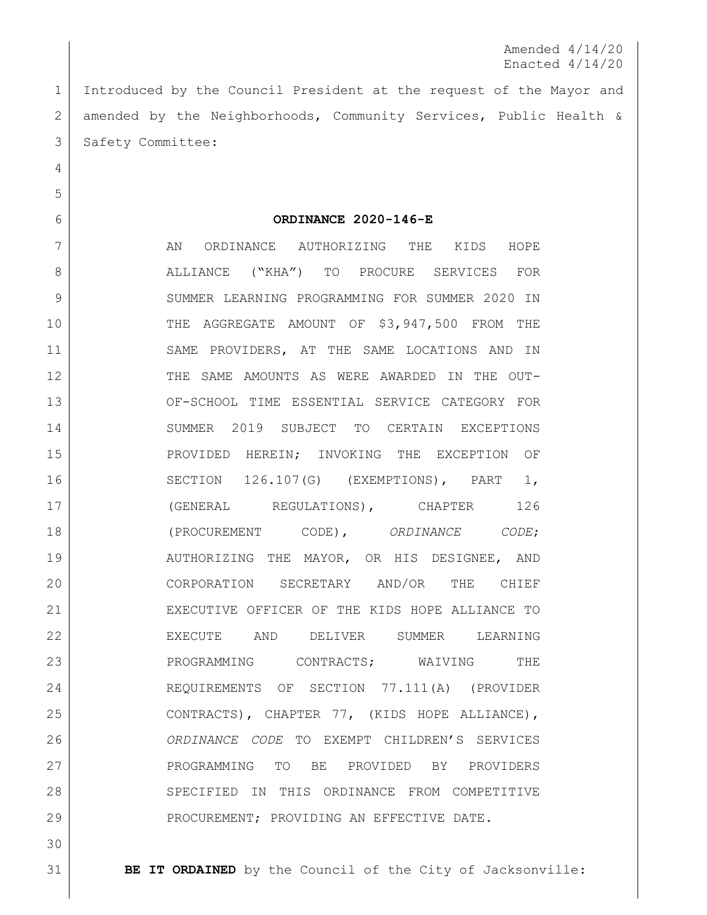Amended 4/14/20
Enacted 4/14/20

Introduced by the Council President at the request of the Mayor and amended by the Neighborhoods, Community Services, Public Health & Safety Committee:

**ORDINANCE 2020-146-E**

AN ORDINANCE AUTHORIZING THE KIDS HOPE ALLIANCE ("KHA") TO PROCURE SERVICES FOR SUMMER LEARNING PROGRAMMING FOR SUMMER 2020 IN THE AGGREGATE AMOUNT OF $3,947,500 FROM THE SAME PROVIDERS, AT THE SAME LOCATIONS AND IN THE SAME AMOUNTS AS WERE AWARDED IN THE OUT-OF-SCHOOL TIME ESSENTIAL SERVICE CATEGORY FOR SUMMER 2019 SUBJECT TO CERTAIN EXCEPTIONS PROVIDED HEREIN; INVOKING THE EXCEPTION OF SECTION 126.107(G) (EXEMPTIONS), PART 1, (GENERAL REGULATIONS), CHAPTER 126 (PROCUREMENT CODE), *ORDINANCE CODE*; AUTHORIZING THE MAYOR, OR HIS DESIGNEE, AND CORPORATION SECRETARY AND/OR THE CHIEF EXECUTIVE OFFICER OF THE KIDS HOPE ALLIANCE TO EXECUTE AND DELIVER SUMMER LEARNING PROGRAMMING CONTRACTS; WAIVING THE REQUIREMENTS OF SECTION 77.111(A) (PROVIDER CONTRACTS), CHAPTER 77, (KIDS HOPE ALLIANCE), *ORDINANCE CODE* TO EXEMPT CHILDREN'S SERVICES PROGRAMMING TO BE PROVIDED BY PROVIDERS SPECIFIED IN THIS ORDINANCE FROM COMPETITIVE PROCUREMENT; PROVIDING AN EFFECTIVE DATE.

**BE IT ORDAINED** by the Council of the City of Jacksonville: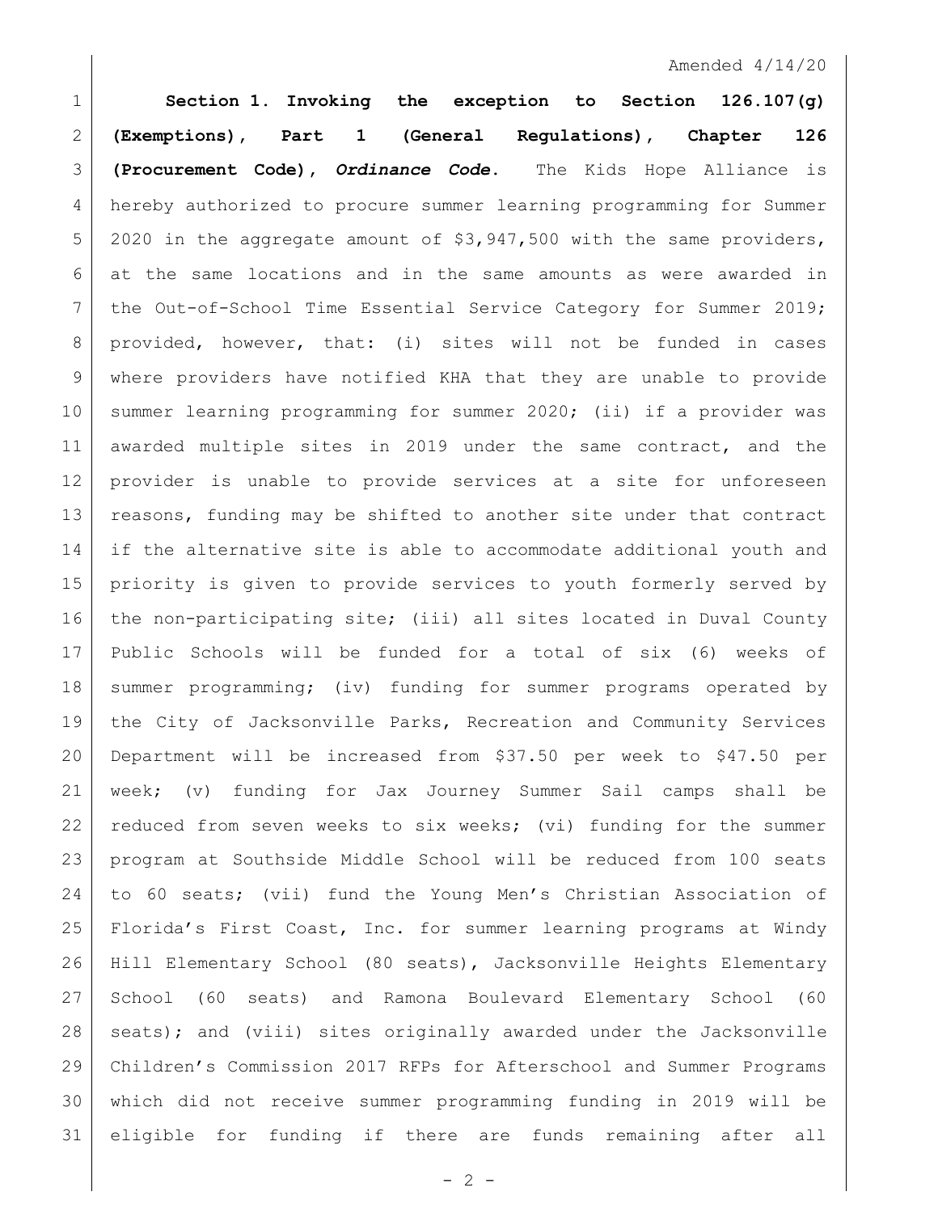**Section 1. Invoking the exception to Section 126.107(g) (Exemptions), Part 1 (General Regulations), Chapter 126 (Procurement Code), *Ordinance Code*.** The Kids Hope Alliance is hereby authorized to procure summer learning programming for Summer 2020 in the aggregate amount of $3,947,500 with the same providers, at the same locations and in the same amounts as were awarded in the Out-of-School Time Essential Service Category for Summer 2019; provided, however, that: (i) sites will not be funded in cases where providers have notified KHA that they are unable to provide summer learning programming for summer 2020; (ii) if a provider was awarded multiple sites in 2019 under the same contract, and the provider is unable to provide services at a site for unforeseen reasons, funding may be shifted to another site under that contract if the alternative site is able to accommodate additional youth and priority is given to provide services to youth formerly served by the non-participating site; (iii) all sites located in Duval County Public Schools will be funded for a total of six (6) weeks of summer programming; (iv) funding for summer programs operated by the City of Jacksonville Parks, Recreation and Community Services Department will be increased from $37.50 per week to $47.50 per week; (v) funding for Jax Journey Summer Sail camps shall be reduced from seven weeks to six weeks; (vi) funding for the summer program at Southside Middle School will be reduced from 100 seats to 60 seats; (vii) fund the Young Men's Christian Association of Florida's First Coast, Inc. for summer learning programs at Windy Hill Elementary School (80 seats), Jacksonville Heights Elementary School (60 seats) and Ramona Boulevard Elementary School (60 seats); and (viii) sites originally awarded under the Jacksonville Children's Commission 2017 RFPs for Afterschool and Summer Programs which did not receive summer programming funding in 2019 will be eligible for funding if there are funds remaining after all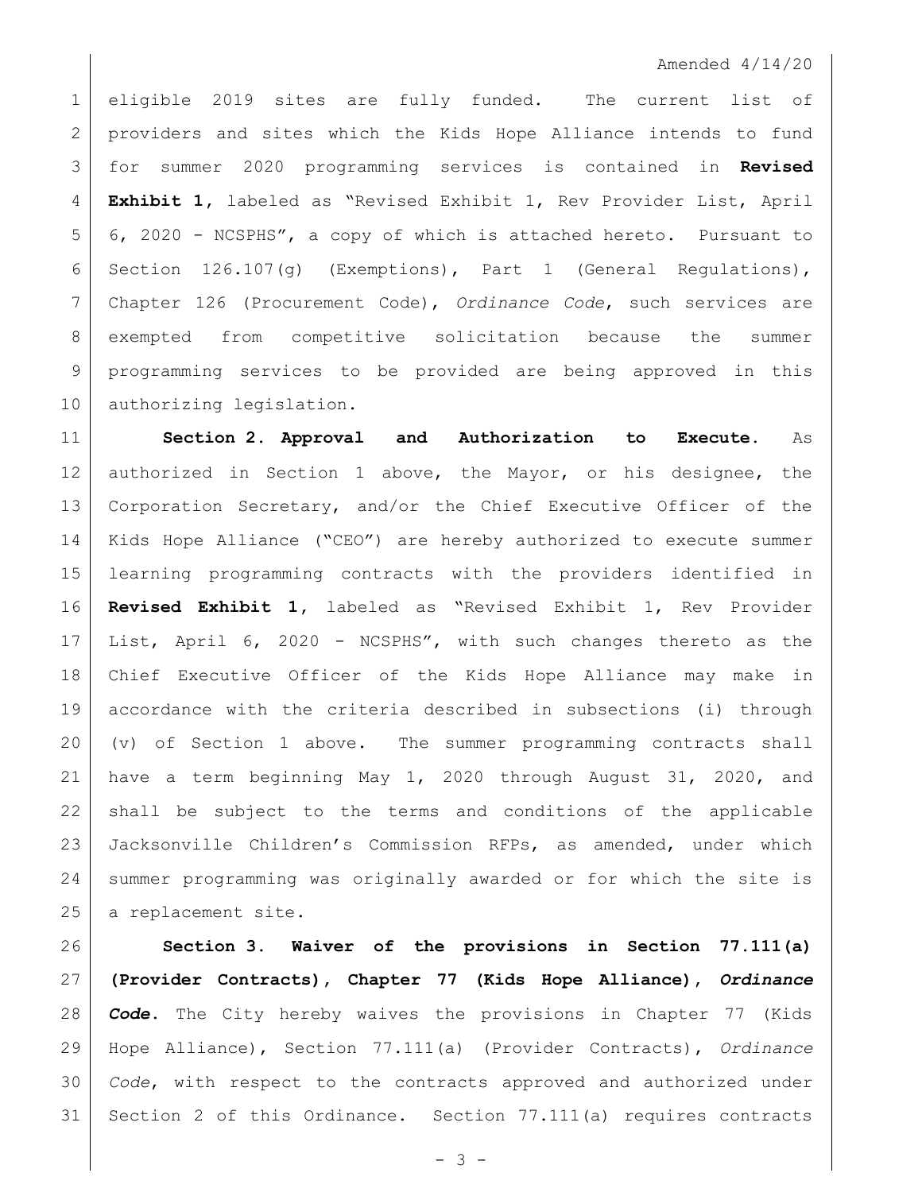eligible 2019 sites are fully funded. The current list of providers and sites which the Kids Hope Alliance intends to fund for summer 2020 programming services is contained in **Revised Exhibit 1**, labeled as "Revised Exhibit 1, Rev Provider List, April 6, 2020 - NCSPHS", a copy of which is attached hereto. Pursuant to Section 126.107(g) (Exemptions), Part 1 (General Regulations), Chapter 126 (Procurement Code), *Ordinance Code*, such services are exempted from competitive solicitation because the summer programming services to be provided are being approved in this authorizing legislation.

**Section 2. Approval and Authorization to Execute.** As authorized in Section 1 above, the Mayor, or his designee, the Corporation Secretary, and/or the Chief Executive Officer of the Kids Hope Alliance ("CEO") are hereby authorized to execute summer learning programming contracts with the providers identified in **Revised Exhibit 1**, labeled as "Revised Exhibit 1, Rev Provider List, April 6, 2020 - NCSPHS", with such changes thereto as the Chief Executive Officer of the Kids Hope Alliance may make in accordance with the criteria described in subsections (i) through (v) of Section 1 above. The summer programming contracts shall have a term beginning May 1, 2020 through August 31, 2020, and shall be subject to the terms and conditions of the applicable Jacksonville Children's Commission RFPs, as amended, under which summer programming was originally awarded or for which the site is a replacement site.

**Section 3. Waiver of the provisions in Section 77.111(a) (Provider Contracts), Chapter 77 (Kids Hope Alliance), *Ordinance Code*.** The City hereby waives the provisions in Chapter 77 (Kids Hope Alliance), Section 77.111(a) (Provider Contracts), *Ordinance Code*, with respect to the contracts approved and authorized under Section 2 of this Ordinance. Section 77.111(a) requires contracts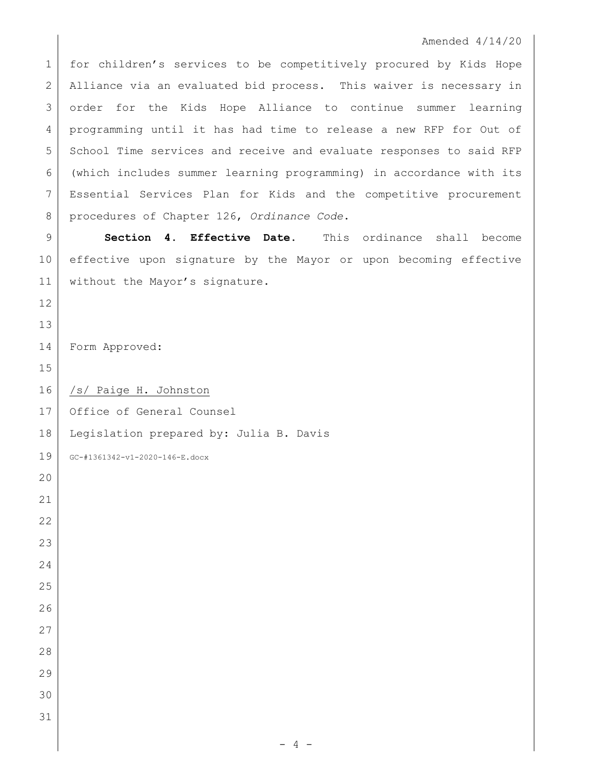for children's services to be competitively procured by Kids Hope Alliance via an evaluated bid process. This waiver is necessary in order for the Kids Hope Alliance to continue summer learning programming until it has had time to release a new RFP for Out of School Time services and receive and evaluate responses to said RFP (which includes summer learning programming) in accordance with its Essential Services Plan for Kids and the competitive procurement procedures of Chapter 126, *Ordinance Code*.

**Section 4. Effective Date.** This ordinance shall become effective upon signature by the Mayor or upon becoming effective without the Mayor's signature.

Form Approved:

/s/ Paige H. Johnston

Office of General Counsel

Legislation prepared by: Julia B. Davis

GC-#1361342-v1-2020-146-E.docx